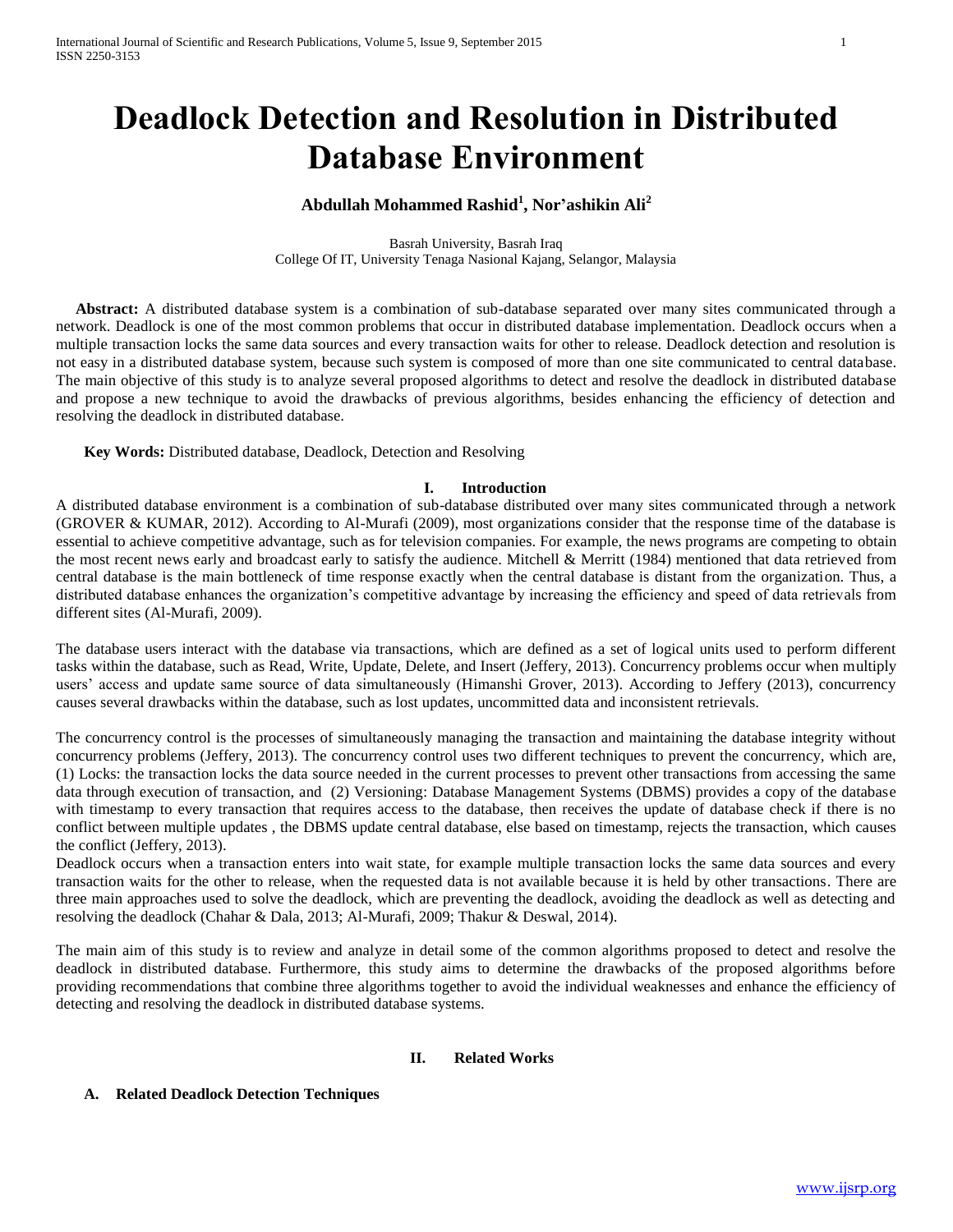# Deadlock Detection and Resolution in Distributed Database Environment

**Abdullah Mohammed Rashid[1], Nor'ashikin Ali[2]**

Basrah University, Basrah Iraq
College Of IT, University Tenaga Nasional Kajang, Selangor, Malaysia

**Abstract:** A distributed database system is a combination of sub-database separated over many sites communicated through a network. Deadlock is one of the most common problems that occur in distributed database implementation. Deadlock occurs when a multiple transaction locks the same data sources and every transaction waits for other to release. Deadlock detection and resolution is not easy in a distributed database system, because such system is composed of more than one site communicated to central database. The main objective of this study is to analyze several proposed algorithms to detect and resolve the deadlock in distributed database and propose a new technique to avoid the drawbacks of previous algorithms, besides enhancing the efficiency of detection and resolving the deadlock in distributed database.

**Key Words:** Distributed database, Deadlock, Detection and Resolving

## I. Introduction

A distributed database environment is a combination of sub-database distributed over many sites communicated through a network (GROVER & KUMAR, 2012). According to Al-Murafi (2009), most organizations consider that the response time of the database is essential to achieve competitive advantage, such as for television companies. For example, the news programs are competing to obtain the most recent news early and broadcast early to satisfy the audience. Mitchell & Merritt (1984) mentioned that data retrieved from central database is the main bottleneck of time response exactly when the central database is distant from the organization. Thus, a distributed database enhances the organization's competitive advantage by increasing the efficiency and speed of data retrievals from different sites (Al-Murafi, 2009).

The database users interact with the database via transactions, which are defined as a set of logical units used to perform different tasks within the database, such as Read, Write, Update, Delete, and Insert (Jeffery, 2013). Concurrency problems occur when multiply users' access and update same source of data simultaneously (Himanshi Grover, 2013). According to Jeffery (2013), concurrency causes several drawbacks within the database, such as lost updates, uncommitted data and inconsistent retrievals.

The concurrency control is the processes of simultaneously managing the transaction and maintaining the database integrity without concurrency problems (Jeffery, 2013). The concurrency control uses two different techniques to prevent the concurrency, which are, (1) Locks: the transaction locks the data source needed in the current processes to prevent other transactions from accessing the same data through execution of transaction, and (2) Versioning: Database Management Systems (DBMS) provides a copy of the database with timestamp to every transaction that requires access to the database, then receives the update of database check if there is no conflict between multiple updates , the DBMS update central database, else based on timestamp, rejects the transaction, which causes the conflict (Jeffery, 2013).

Deadlock occurs when a transaction enters into wait state, for example multiple transaction locks the same data sources and every transaction waits for the other to release, when the requested data is not available because it is held by other transactions. There are three main approaches used to solve the deadlock, which are preventing the deadlock, avoiding the deadlock as well as detecting and resolving the deadlock (Chahar & Dala, 2013; Al-Murafi, 2009; Thakur & Deswal, 2014).

The main aim of this study is to review and analyze in detail some of the common algorithms proposed to detect and resolve the deadlock in distributed database. Furthermore, this study aims to determine the drawbacks of the proposed algorithms before providing recommendations that combine three algorithms together to avoid the individual weaknesses and enhance the efficiency of detecting and resolving the deadlock in distributed database systems.

## II. Related Works

### A. Related Deadlock Detection Techniques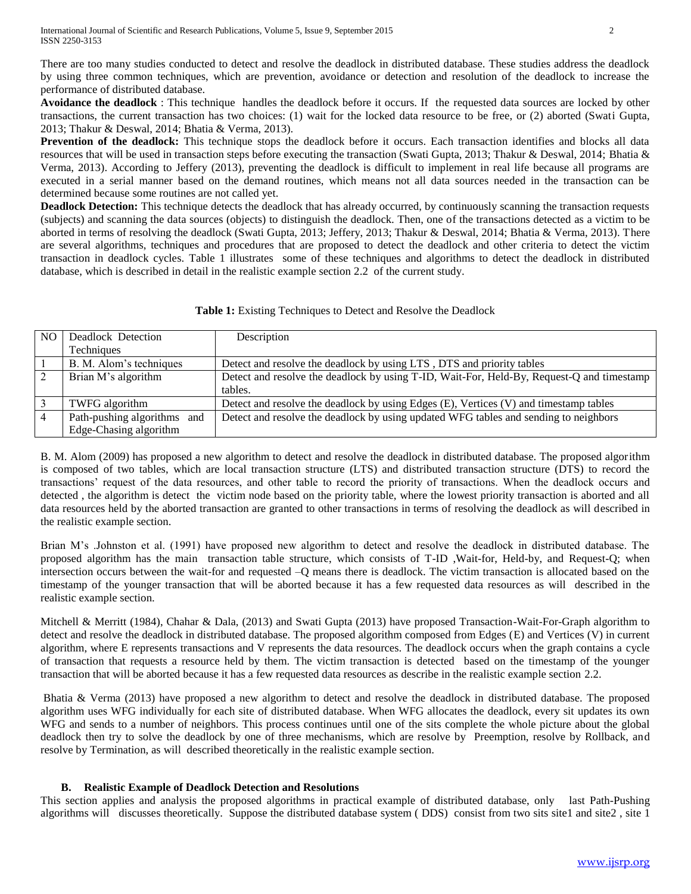There are too many studies conducted to detect and resolve the deadlock in distributed database. These studies address the deadlock by using three common techniques, which are prevention, avoidance or detection and resolution of the deadlock to increase the performance of distributed database.

**Avoidance the deadlock** : This technique handles the deadlock before it occurs. If the requested data sources are locked by other transactions, the current transaction has two choices: (1) wait for the locked data resource to be free, or (2) aborted (Swati Gupta, 2013; Thakur & Deswal, 2014; Bhatia & Verma, 2013).

**Prevention of the deadlock:** This technique stops the deadlock before it occurs. Each transaction identifies and blocks all data resources that will be used in transaction steps before executing the transaction (Swati Gupta, 2013; Thakur & Deswal, 2014; Bhatia & Verma, 2013). According to Jeffery (2013), preventing the deadlock is difficult to implement in real life because all programs are executed in a serial manner based on the demand routines, which means not all data sources needed in the transaction can be determined because some routines are not called yet.

**Deadlock Detection:** This technique detects the deadlock that has already occurred, by continuously scanning the transaction requests (subjects) and scanning the data sources (objects) to distinguish the deadlock. Then, one of the transactions detected as a victim to be aborted in terms of resolving the deadlock (Swati Gupta, 2013; Jeffery, 2013; Thakur & Deswal, 2014; Bhatia & Verma, 2013). There are several algorithms, techniques and procedures that are proposed to detect the deadlock and other criteria to detect the victim transaction in deadlock cycles. Table 1 illustrates some of these techniques and algorithms to detect the deadlock in distributed database, which is described in detail in the realistic example section 2.2 of the current study.

**Table 1:** Existing Techniques to Detect and Resolve the Deadlock

| NO | Deadlock Detection Techniques | Description |
|---|---|---|
| 1 | B. M. Alom's techniques | Detect and resolve the deadlock by using LTS , DTS and priority tables |
| 2 | Brian M's algorithm | Detect and resolve the deadlock by using T-ID, Wait-For, Held-By, Request-Q and timestamp tables. |
| 3 | TWFG algorithm | Detect and resolve the deadlock by using Edges (E), Vertices (V) and timestamp tables |
| 4 | Path-pushing algorithms and Edge-Chasing algorithm | Detect and resolve the deadlock by using updated WFG tables and sending to neighbors |

B. M. Alom (2009) has proposed a new algorithm to detect and resolve the deadlock in distributed database. The proposed algorithm is composed of two tables, which are local transaction structure (LTS) and distributed transaction structure (DTS) to record the transactions' request of the data resources, and other table to record the priority of transactions. When the deadlock occurs and detected , the algorithm is detect the victim node based on the priority table, where the lowest priority transaction is aborted and all data resources held by the aborted transaction are granted to other transactions in terms of resolving the deadlock as will described in the realistic example section.

Brian M's .Johnston et al. (1991) have proposed new algorithm to detect and resolve the deadlock in distributed database. The proposed algorithm has the main transaction table structure, which consists of T-ID ,Wait-for, Held-by, and Request-Q; when intersection occurs between the wait-for and requested –Q means there is deadlock. The victim transaction is allocated based on the timestamp of the younger transaction that will be aborted because it has a few requested data resources as will described in the realistic example section.

Mitchell & Merritt (1984), Chahar & Dala, (2013) and Swati Gupta (2013) have proposed Transaction-Wait-For-Graph algorithm to detect and resolve the deadlock in distributed database. The proposed algorithm composed from Edges (E) and Vertices (V) in current algorithm, where E represents transactions and V represents the data resources. The deadlock occurs when the graph contains a cycle of transaction that requests a resource held by them. The victim transaction is detected based on the timestamp of the younger transaction that will be aborted because it has a few requested data resources as describe in the realistic example section 2.2.

Bhatia & Verma (2013) have proposed a new algorithm to detect and resolve the deadlock in distributed database. The proposed algorithm uses WFG individually for each site of distributed database. When WFG allocates the deadlock, every sit updates its own WFG and sends to a number of neighbors. This process continues until one of the sits complete the whole picture about the global deadlock then try to solve the deadlock by one of three mechanisms, which are resolve by Preemption, resolve by Rollback, and resolve by Termination, as will described theoretically in the realistic example section.

### B. Realistic Example of Deadlock Detection and Resolutions

This section applies and analysis the proposed algorithms in practical example of distributed database, only last Path-Pushing algorithms will discusses theoretically. Suppose the distributed database system ( DDS) consist from two sits site1 and site2 , site 1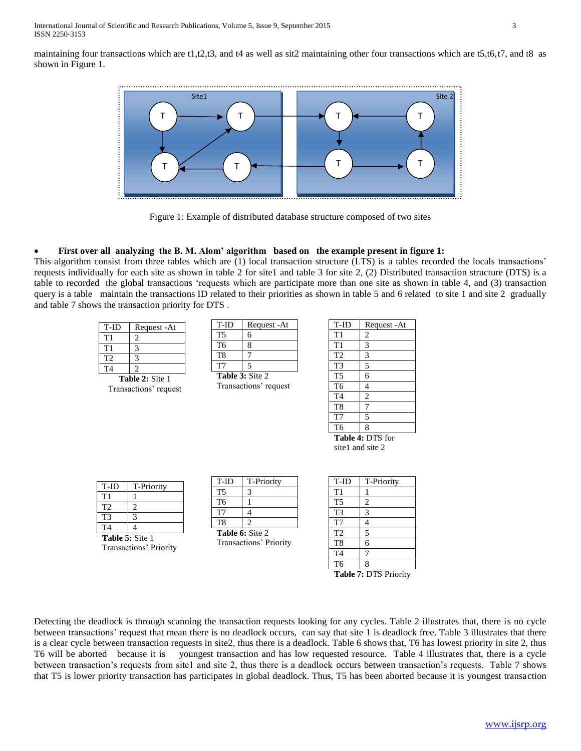maintaining four transactions which are t1,t2,t3, and t4 as well as sit2 maintaining other four transactions which are t5,t6,t7, and t8 as shown in Figure 1.

Figure 1: Example of distributed database structure composed of two sites

- **First over all analyzing the B. M. Alom' algorithm based on the example present in figure 1:**

This algorithm consist from three tables which are (1) local transaction structure (LTS) is a tables recorded the locals transactions' requests individually for each site as shown in table 2 for site1 and table 3 for site 2, (2) Distributed transaction structure (DTS) is a table to recorded the global transactions 'requests which are participate more than one site as shown in table 4, and (3) transaction query is a table maintain the transactions ID related to their priorities as shown in table 5 and 6 related to site 1 and site 2 gradually and table 7 shows the transaction priority for DTS .

| T-ID | Request -At |
|---|---|
| T1 | 2 |
| T1 | 3 |
| T2 | 3 |
| T4 | 2 |

**Table 2:** Site 1 Transactions' request

| T-ID | Request -At |
|---|---|
| T5 | 6 |
| T6 | 8 |
| T8 | 7 |
| T7 | 5 |

**Table 3:** Site 2 Transactions' request

| T-ID | Request -At |
|---|---|
| T1 | 2 |
| T1 | 3 |
| T2 | 3 |
| T3 | 5 |
| T5 | 6 |
| T6 | 4 |
| T4 | 2 |
| T8 | 7 |
| T7 | 5 |
| T6 | 8 |

**Table 4:** DTS for site1 and site 2

| T-ID | T-Priority |
|---|---|
| T1 | 1 |
| T2 | 2 |
| T3 | 3 |
| T4 | 4 |

**Table 5:** Site 1 Transactions' Priority

| T-ID | T-Priority |
|---|---|
| T5 | 3 |
| T6 | 1 |
| T7 | 4 |
| T8 | 2 |

**Table 6:** Site 2 Transactions' Priority

| T-ID | T-Priority |
|---|---|
| T1 | 1 |
| T5 | 2 |
| T3 | 3 |
| T7 | 4 |
| T2 | 5 |
| T8 | 6 |
| T4 | 7 |
| T6 | 8 |

**Table 7:** DTS Priority

Detecting the deadlock is through scanning the transaction requests looking for any cycles. Table 2 illustrates that, there is no cycle between transactions' request that mean there is no deadlock occurs, can say that site 1 is deadlock free. Table 3 illustrates that there is a clear cycle between transaction requests in site2, thus there is a deadlock. Table 6 shows that, T6 has lowest priority in site 2, thus T6 will be aborted because it is youngest transaction and has low requested resource. Table 4 illustrates that, there is a cycle between transaction's requests from site1 and site 2, thus there is a deadlock occurs between transaction's requests. Table 7 shows that T5 is lower priority transaction has participates in global deadlock. Thus, T5 has been aborted because it is youngest transaction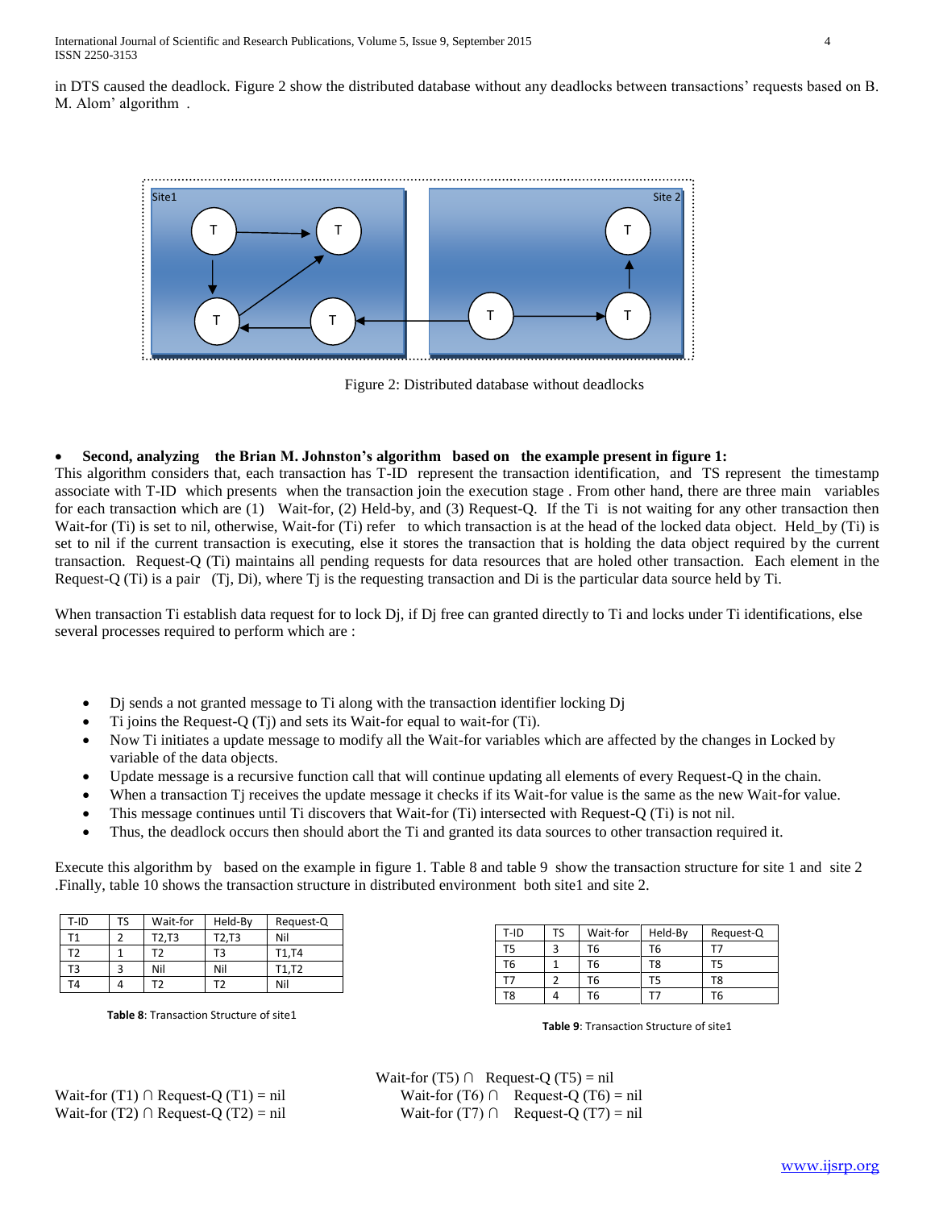in DTS caused the deadlock. Figure 2 show the distributed database without any deadlocks between transactions' requests based on B. M. Alom' algorithm .

Figure 2: Distributed database without deadlocks

- **Second, analyzing the Brian M. Johnston's algorithm based on the example present in figure 1:**

This algorithm considers that, each transaction has T-ID represent the transaction identification, and TS represent the timestamp associate with T-ID which presents when the transaction join the execution stage . From other hand, there are three main variables for each transaction which are (1) Wait-for, (2) Held-by, and (3) Request-Q. If the Ti is not waiting for any other transaction then Wait-for (Ti) is set to nil, otherwise, Wait-for (Ti) refer to which transaction is at the head of the locked data object. Held_by (Ti) is set to nil if the current transaction is executing, else it stores the transaction that is holding the data object required by the current transaction. Request-Q (Ti) maintains all pending requests for data resources that are holed other transaction. Each element in the Request-Q (Ti) is a pair (Tj, Di), where Tj is the requesting transaction and Di is the particular data source held by Ti.

When transaction Ti establish data request for to lock Dj, if Dj free can granted directly to Ti and locks under Ti identifications, else several processes required to perform which are :

- Dj sends a not granted message to Ti along with the transaction identifier locking Dj
- Ti joins the Request-Q (Tj) and sets its Wait-for equal to wait-for (Ti).
- Now Ti initiates a update message to modify all the Wait-for variables which are affected by the changes in Locked by variable of the data objects.
- Update message is a recursive function call that will continue updating all elements of every Request-Q in the chain.
- When a transaction Tj receives the update message it checks if its Wait-for value is the same as the new Wait-for value.
- This message continues until Ti discovers that Wait-for (Ti) intersected with Request-Q (Ti) is not nil.
- Thus, the deadlock occurs then should abort the Ti and granted its data sources to other transaction required it.

Execute this algorithm by based on the example in figure 1. Table 8 and table 9 show the transaction structure for site 1 and site 2 .Finally, table 10 shows the transaction structure in distributed environment both site1 and site 2.

| T-ID | TS | Wait-for | Held-By | Request-Q |
|---|---|---|---|---|
| T1 | 2 | T2,T3 | T2,T3 | Nil |
| T2 | 1 | T2 | T3 | T1,T4 |
| T3 | 3 | Nil | Nil | T1,T2 |
| T4 | 4 | T2 | T2 | Nil |

**Table 8**: Transaction Structure of site1

| T-ID | TS | Wait-for | Held-By | Request-Q |
|---|---|---|---|---|
| T5 | 3 | T6 | T6 | T7 |
| T6 | 1 | T6 | T8 | T5 |
| T7 | 2 | T6 | T5 | T8 |
| T8 | 4 | T6 | T7 | T6 |

**Table 9**: Transaction Structure of site1

Wait-for (T1) ∩ Request-Q (T1) = nil
Wait-for (T2) ∩ Request-Q (T2) = nil

Wait-for (T5) ∩ Request-Q (T5) = nil
Wait-for (T6) ∩ Request-Q (T6) = nil
Wait-for (T7) ∩ Request-Q (T7) = nil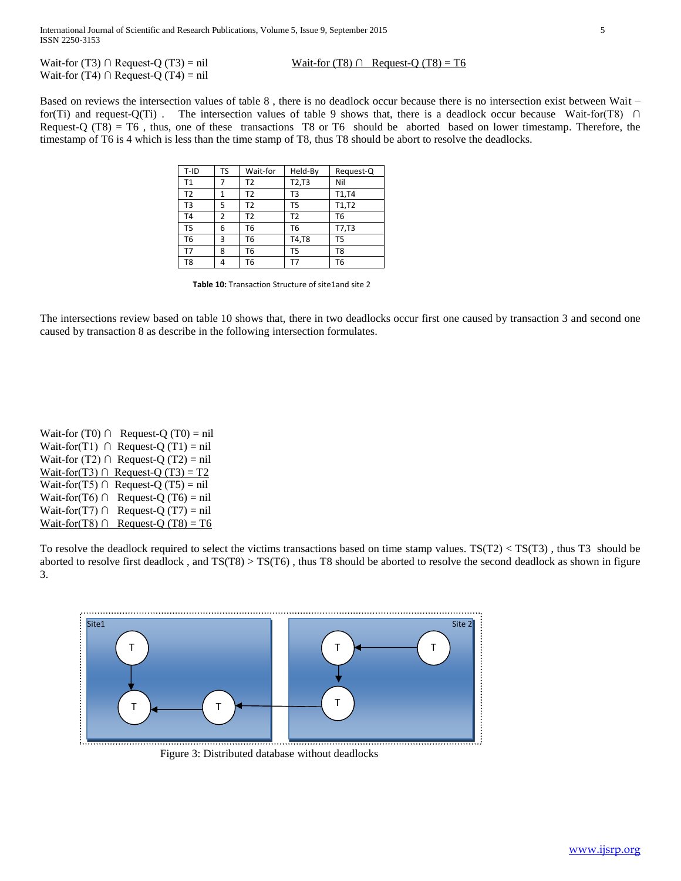Wait-for (T3) ∩ Request-Q (T3) = nil

Wait-for (T4) ∩ Request-Q (T4) = nil

Wait-for (T8) ∩ Request-Q (T8) = T6

Based on reviews the intersection values of table 8 , there is no deadlock occur because there is no intersection exist between Wait – for(Ti) and request-Q(Ti) . The intersection values of table 9 shows that, there is a deadlock occur because Wait-for(T8) ∩ Request-Q (T8) = T6 , thus, one of these transactions T8 or T6 should be aborted based on lower timestamp. Therefore, the timestamp of T6 is 4 which is less than the time stamp of T8, thus T8 should be abort to resolve the deadlocks.

| T-ID | TS | Wait-for | Held-By | Request-Q |
|---|---|---|---|---|
| T1 | 7 | T2 | T2,T3 | Nil |
| T2 | 1 | T2 | T3 | T1,T4 |
| T3 | 5 | T2 | T5 | T1,T2 |
| T4 | 2 | T2 | T2 | T6 |
| T5 | 6 | T6 | T6 | T7,T3 |
| T6 | 3 | T6 | T4,T8 | T5 |
| T7 | 8 | T6 | T5 | T8 |
| T8 | 4 | T6 | T7 | T6 |

**Table 10:** Transaction Structure of site1and site 2

The intersections review based on table 10 shows that, there in two deadlocks occur first one caused by transaction 3 and second one caused by transaction 8 as describe in the following intersection formulates.

Wait-for (T0) ∩ Request-Q (T0) = nil

Wait-for(T1) ∩ Request-Q (T1) = nil

Wait-for (T2) ∩ Request-Q (T2) = nil

Wait-for(T3) ∩ Request-Q (T3) = T2

Wait-for(T5) ∩ Request-Q (T5) = nil

Wait-for(T6) ∩ Request-Q (T6) = nil

Wait-for(T7) ∩ Request-Q (T7) = nil

Wait-for(T8) ∩ Request-Q (T8) = T6

To resolve the deadlock required to select the victims transactions based on time stamp values. TS(T2) < TS(T3) , thus T3 should be aborted to resolve first deadlock , and TS(T8) > TS(T6) , thus T8 should be aborted to resolve the second deadlock as shown in figure 3.

Figure 3: Distributed database without deadlocks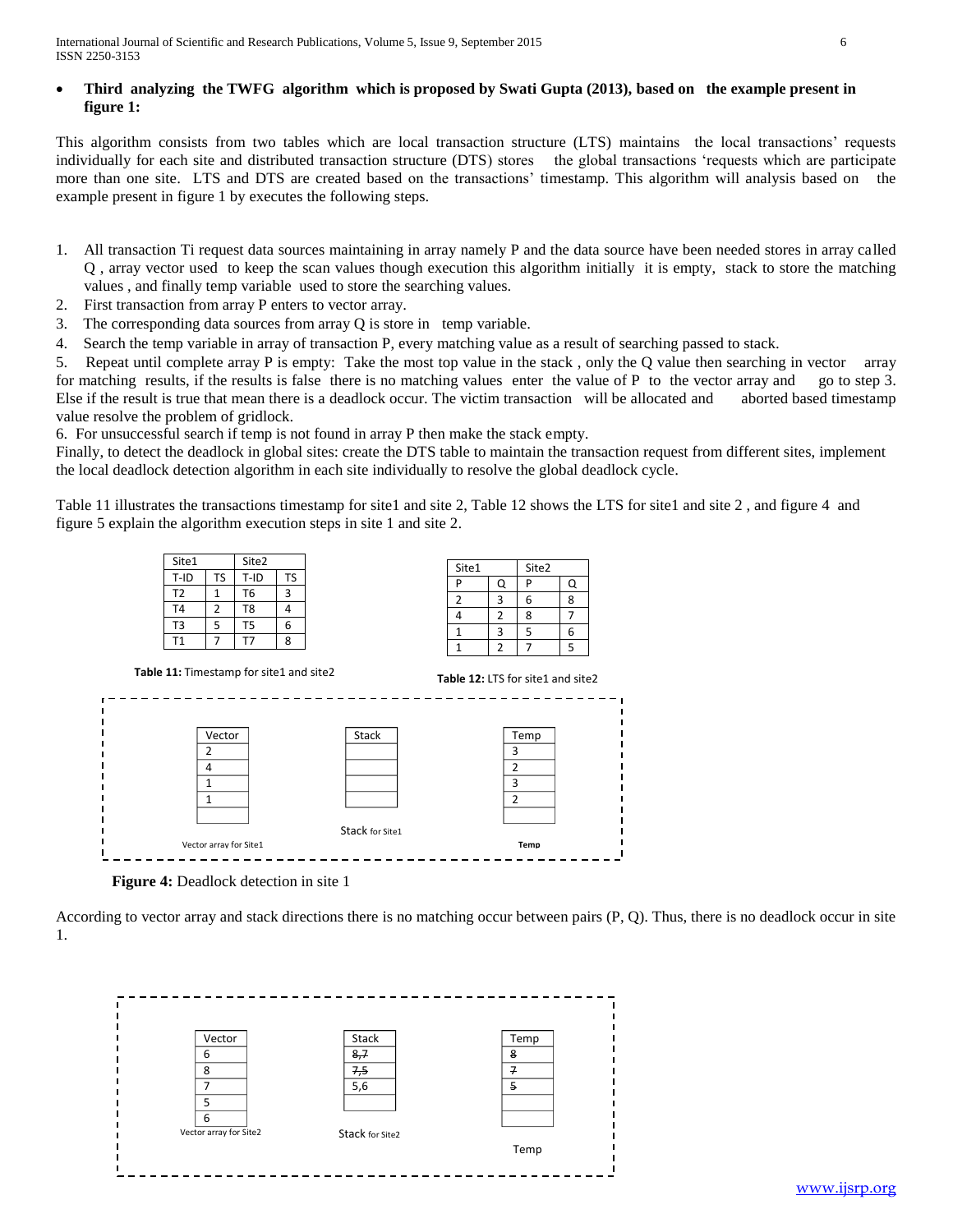- **Third analyzing the TWFG algorithm which is proposed by Swati Gupta (2013), based on the example present in figure 1:**

This algorithm consists from two tables which are local transaction structure (LTS) maintains the local transactions' requests individually for each site and distributed transaction structure (DTS) stores the global transactions 'requests which are participate more than one site. LTS and DTS are created based on the transactions' timestamp. This algorithm will analysis based on the example present in figure 1 by executes the following steps.

1. All transaction Ti request data sources maintaining in array namely P and the data source have been needed stores in array called Q , array vector used to keep the scan values though execution this algorithm initially it is empty, stack to store the matching values , and finally temp variable used to store the searching values.
2. First transaction from array P enters to vector array.
3. The corresponding data sources from array Q is store in temp variable.
4. Search the temp variable in array of transaction P, every matching value as a result of searching passed to stack.
5. Repeat until complete array P is empty: Take the most top value in the stack , only the Q value then searching in vector array for matching results, if the results is false there is no matching values enter the value of P to the vector array and go to step 3. Else if the result is true that mean there is a deadlock occur. The victim transaction will be allocated and aborted based timestamp value resolve the problem of gridlock.
6. For unsuccessful search if temp is not found in array P then make the stack empty.

Finally, to detect the deadlock in global sites: create the DTS table to maintain the transaction request from different sites, implement the local deadlock detection algorithm in each site individually to resolve the global deadlock cycle.

Table 11 illustrates the transactions timestamp for site1 and site 2, Table 12 shows the LTS for site1 and site 2 , and figure 4 and figure 5 explain the algorithm execution steps in site 1 and site 2.

| Site1 | | Site2 | |
|---|---|---|---|
| T-ID | TS | T-ID | TS |
| T2 | 1 | T6 | 3 |
| T4 | 2 | T8 | 4 |
| T3 | 5 | T5 | 6 |
| T1 | 7 | T7 | 8 |

**Table 11:** Timestamp for site1 and site2

| Site1 | | Site2 | |
|---|---|---|---|
| P | Q | P | Q |
| 2 | 3 | 6 | 8 |
| 4 | 2 | 8 | 7 |
| 1 | 3 | 5 | 6 |
| 1 | 2 | 7 | 5 |

**Table 12:** LTS for site1 and site2

| Vector | Stack | Temp |
|---|---|---|
| 2 | | 3 |
| 4 | | 2 |
| 1 | | 3 |
| 1 | | 2 |
| Vector array for Site1 | Stack for Site1 | Temp |

**Figure 4:** Deadlock detection in site 1

According to vector array and stack directions there is no matching occur between pairs (P, Q). Thus, there is no deadlock occur in site 1.

| Vector | Stack | Temp |
|---|---|---|
| 6 | ~~8,7~~ | ~~8~~ |
| 8 | ~~7,5~~ | ~~7~~ |
| 7 | 5,6 | ~~5~~ |
| 5 | | |
| 6 | | |
| Vector array for Site2 | Stack for Site2 | Temp |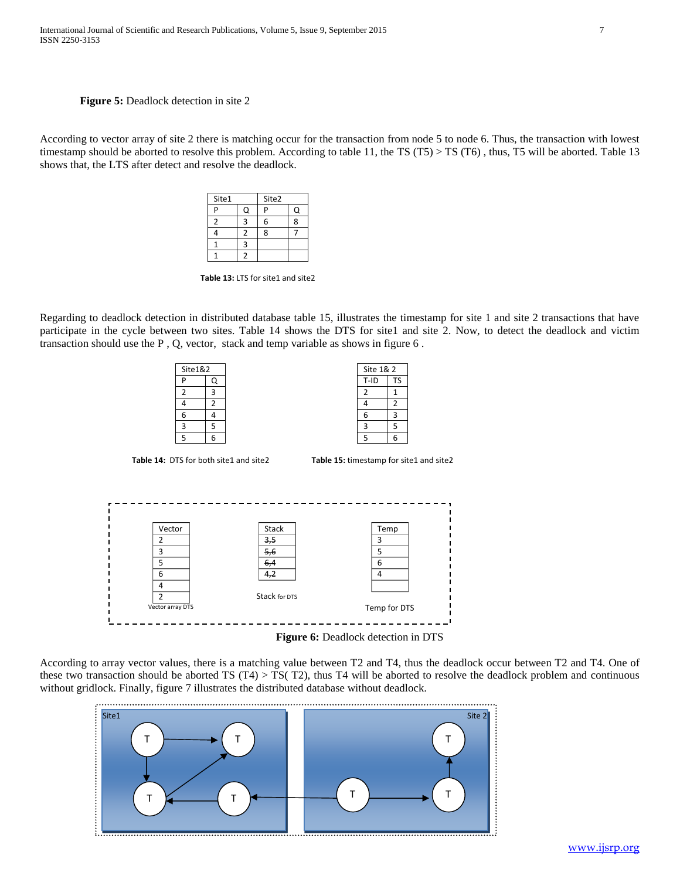**Figure 5:** Deadlock detection in site 2

According to vector array of site 2 there is matching occur for the transaction from node 5 to node 6. Thus, the transaction with lowest timestamp should be aborted to resolve this problem. According to table 11, the TS (T5) > TS (T6) , thus, T5 will be aborted. Table 13 shows that, the LTS after detect and resolve the deadlock.

| Site1 | | Site2 | |
|---|---|---|---|
| P | Q | P | Q |
| 2 | 3 | 6 | 8 |
| 4 | 2 | 8 | 7 |
| 1 | 3 | | |
| 1 | 2 | | |

**Table 13:** LTS for site1 and site2

Regarding to deadlock detection in distributed database table 15, illustrates the timestamp for site 1 and site 2 transactions that have participate in the cycle between two sites. Table 14 shows the DTS for site1 and site 2. Now, to detect the deadlock and victim transaction should use the P , Q, vector, stack and temp variable as shows in figure 6 .

| Site1&2 | |
|---|---|
| P | Q |
| 2 | 3 |
| 4 | 2 |
| 6 | 4 |
| 3 | 5 |
| 5 | 6 |

**Table 14:** DTS for both site1 and site2

| Site 1& 2 | |
|---|---|
| T-ID | TS |
| 2 | 1 |
| 4 | 2 |
| 6 | 3 |
| 3 | 5 |
| 5 | 6 |

**Table 15:** timestamp for site1 and site2

| Vector |
|---|
| 2 |
| 3 |
| 5 |
| 6 |
| 4 |
| 2 |

Vector array DTS

| Stack |
|---|
| ~~3,5~~ |
| ~~5,6~~ |
| ~~6,4~~ |
| ~~4,2~~ |

Stack for DTS

| Temp |
|---|
| 3 |
| 5 |
| 6 |
| 4 |
| |

Temp for DTS

**Figure 6:** Deadlock detection in DTS

According to array vector values, there is a matching value between T2 and T4, thus the deadlock occur between T2 and T4. One of these two transaction should be aborted TS (T4) > TS( T2), thus T4 will be aborted to resolve the deadlock problem and continuous without gridlock. Finally, figure 7 illustrates the distributed database without deadlock.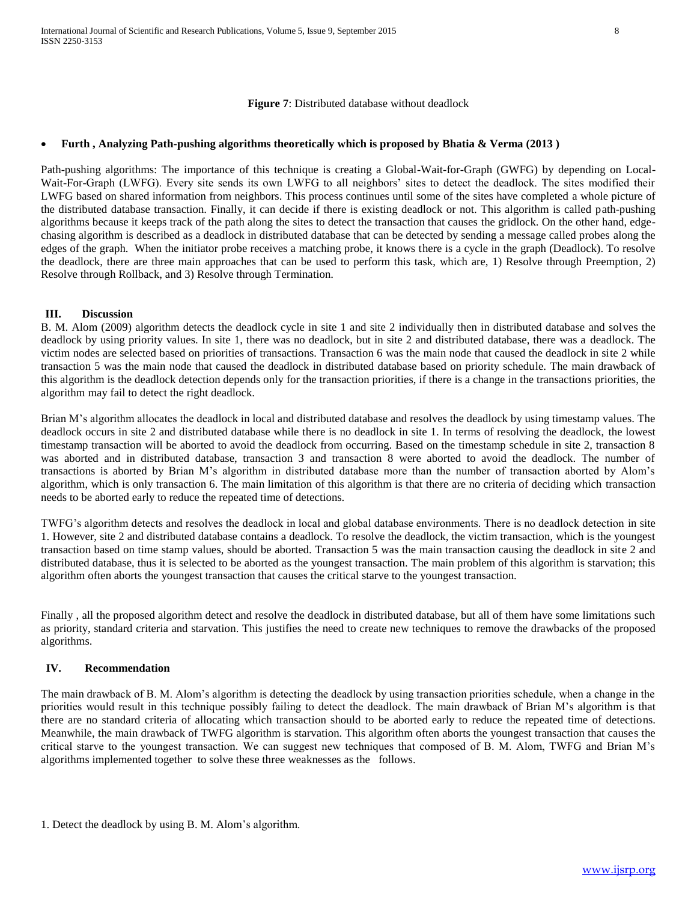**Figure 7**: Distributed database without deadlock

- **Furth , Analyzing Path-pushing algorithms theoretically which is proposed by Bhatia & Verma (2013 )**

Path-pushing algorithms: The importance of this technique is creating a Global-Wait-for-Graph (GWFG) by depending on Local-Wait-For-Graph (LWFG). Every site sends its own LWFG to all neighbors' sites to detect the deadlock. The sites modified their LWFG based on shared information from neighbors. This process continues until some of the sites have completed a whole picture of the distributed database transaction. Finally, it can decide if there is existing deadlock or not. This algorithm is called path-pushing algorithms because it keeps track of the path along the sites to detect the transaction that causes the gridlock. On the other hand, edge-chasing algorithm is described as a deadlock in distributed database that can be detected by sending a message called probes along the edges of the graph. When the initiator probe receives a matching probe, it knows there is a cycle in the graph (Deadlock). To resolve the deadlock, there are three main approaches that can be used to perform this task, which are, 1) Resolve through Preemption, 2) Resolve through Rollback, and 3) Resolve through Termination.

## III. Discussion

B. M. Alom (2009) algorithm detects the deadlock cycle in site 1 and site 2 individually then in distributed database and solves the deadlock by using priority values. In site 1, there was no deadlock, but in site 2 and distributed database, there was a deadlock. The victim nodes are selected based on priorities of transactions. Transaction 6 was the main node that caused the deadlock in site 2 while transaction 5 was the main node that caused the deadlock in distributed database based on priority schedule. The main drawback of this algorithm is the deadlock detection depends only for the transaction priorities, if there is a change in the transactions priorities, the algorithm may fail to detect the right deadlock.

Brian M's algorithm allocates the deadlock in local and distributed database and resolves the deadlock by using timestamp values. The deadlock occurs in site 2 and distributed database while there is no deadlock in site 1. In terms of resolving the deadlock, the lowest timestamp transaction will be aborted to avoid the deadlock from occurring. Based on the timestamp schedule in site 2, transaction 8 was aborted and in distributed database, transaction 3 and transaction 8 were aborted to avoid the deadlock. The number of transactions is aborted by Brian M's algorithm in distributed database more than the number of transaction aborted by Alom's algorithm, which is only transaction 6. The main limitation of this algorithm is that there are no criteria of deciding which transaction needs to be aborted early to reduce the repeated time of detections.

TWFG's algorithm detects and resolves the deadlock in local and global database environments. There is no deadlock detection in site 1. However, site 2 and distributed database contains a deadlock. To resolve the deadlock, the victim transaction, which is the youngest transaction based on time stamp values, should be aborted. Transaction 5 was the main transaction causing the deadlock in site 2 and distributed database, thus it is selected to be aborted as the youngest transaction. The main problem of this algorithm is starvation; this algorithm often aborts the youngest transaction that causes the critical starve to the youngest transaction.

Finally , all the proposed algorithm detect and resolve the deadlock in distributed database, but all of them have some limitations such as priority, standard criteria and starvation. This justifies the need to create new techniques to remove the drawbacks of the proposed algorithms.

## IV. Recommendation

The main drawback of B. M. Alom's algorithm is detecting the deadlock by using transaction priorities schedule, when a change in the priorities would result in this technique possibly failing to detect the deadlock. The main drawback of Brian M's algorithm is that there are no standard criteria of allocating which transaction should to be aborted early to reduce the repeated time of detections. Meanwhile, the main drawback of TWFG algorithm is starvation. This algorithm often aborts the youngest transaction that causes the critical starve to the youngest transaction. We can suggest new techniques that composed of B. M. Alom, TWFG and Brian M's algorithms implemented together to solve these three weaknesses as the follows.

1. Detect the deadlock by using B. M. Alom's algorithm.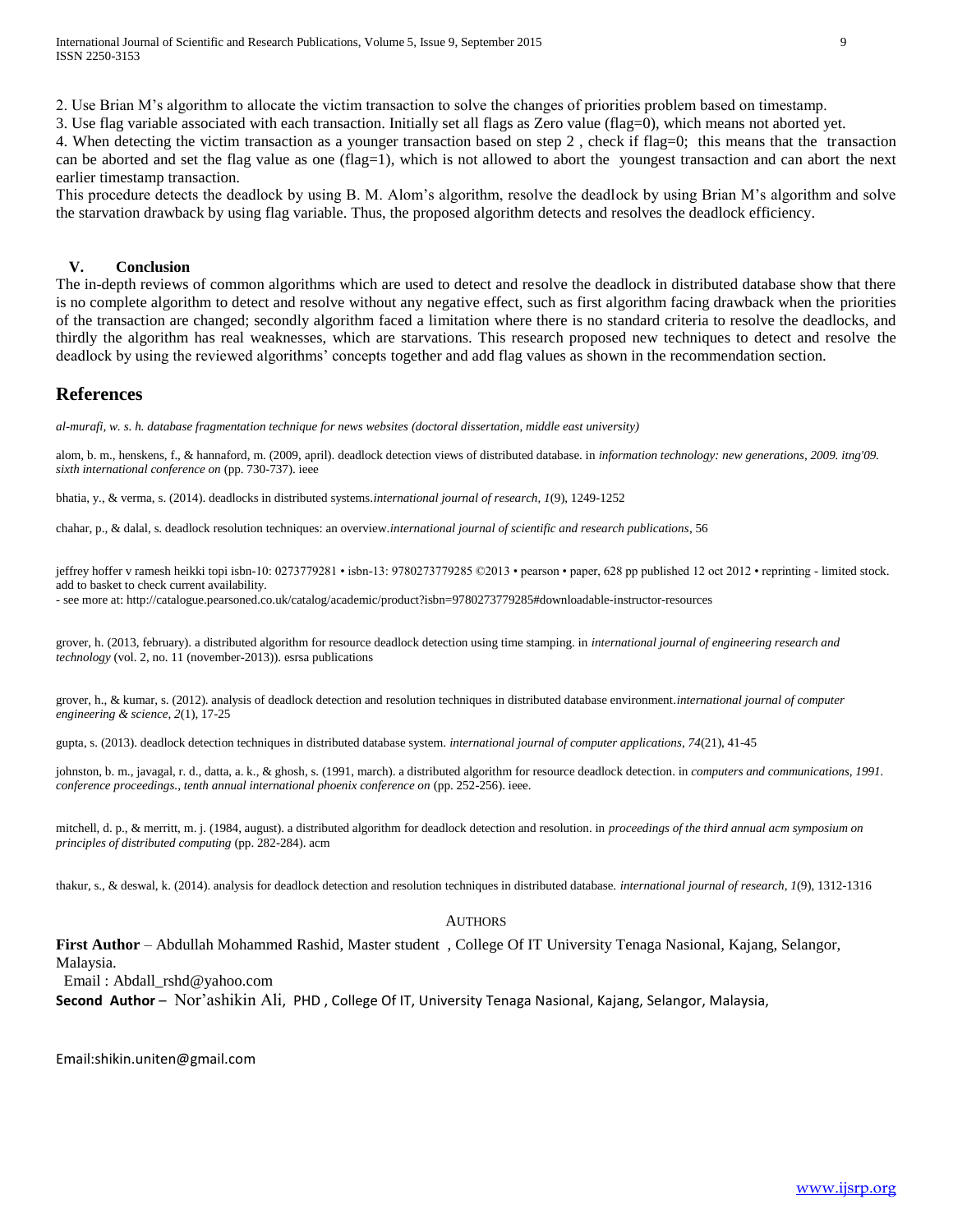2. Use Brian M's algorithm to allocate the victim transaction to solve the changes of priorities problem based on timestamp.

3. Use flag variable associated with each transaction. Initially set all flags as Zero value (flag=0), which means not aborted yet.

4. When detecting the victim transaction as a younger transaction based on step 2 , check if flag=0; this means that the transaction can be aborted and set the flag value as one (flag=1), which is not allowed to abort the youngest transaction and can abort the next earlier timestamp transaction.

This procedure detects the deadlock by using B. M. Alom's algorithm, resolve the deadlock by using Brian M's algorithm and solve the starvation drawback by using flag variable. Thus, the proposed algorithm detects and resolves the deadlock efficiency.

## V. Conclusion

The in-depth reviews of common algorithms which are used to detect and resolve the deadlock in distributed database show that there is no complete algorithm to detect and resolve without any negative effect, such as first algorithm facing drawback when the priorities of the transaction are changed; secondly algorithm faced a limitation where there is no standard criteria to resolve the deadlocks, and thirdly the algorithm has real weaknesses, which are starvations. This research proposed new techniques to detect and resolve the deadlock by using the reviewed algorithms' concepts together and add flag values as shown in the recommendation section.

## References

*al-murafi, w. s. h. database fragmentation technique for news websites (doctoral dissertation, middle east university)*

alom, b. m., henskens, f., & hannaford, m. (2009, april). deadlock detection views of distributed database. in *information technology: new generations, 2009. itng'09. sixth international conference on* (pp. 730-737). ieee

bhatia, y., & verma, s. (2014). deadlocks in distributed systems.*international journal of research, 1*(9), 1249-1252

chahar, p., & dalal, s. deadlock resolution techniques: an overview.*international journal of scientific and research publications*, 56

jeffrey hoffer v ramesh heikki topi isbn-10: 0273779281 • isbn-13: 9780273779285 ©2013 • pearson • paper, 628 pp published 12 oct 2012 • reprinting - limited stock. add to basket to check current availability.
- see more at: http://catalogue.pearsoned.co.uk/catalog/academic/product?isbn=9780273779285#downloadable-instructor-resources

grover, h. (2013, february). a distributed algorithm for resource deadlock detection using time stamping. in *international journal of engineering research and technology* (vol. 2, no. 11 (november-2013)). esrsa publications

grover, h., & kumar, s. (2012). analysis of deadlock detection and resolution techniques in distributed database environment.*international journal of computer engineering & science, 2*(1), 17-25

gupta, s. (2013). deadlock detection techniques in distributed database system. *international journal of computer applications, 74*(21), 41-45

johnston, b. m., javagal, r. d., datta, a. k., & ghosh, s. (1991, march). a distributed algorithm for resource deadlock detection. in *computers and communications, 1991. conference proceedings., tenth annual international phoenix conference on* (pp. 252-256). ieee.

mitchell, d. p., & merritt, m. j. (1984, august). a distributed algorithm for deadlock detection and resolution. in *proceedings of the third annual acm symposium on principles of distributed computing* (pp. 282-284). acm

thakur, s., & deswal, k. (2014). analysis for deadlock detection and resolution techniques in distributed database. *international journal of research, 1*(9), 1312-1316

AUTHORS

**First Author** – Abdullah Mohammed Rashid, Master student , College Of IT University Tenaga Nasional, Kajang, Selangor, Malaysia.
Email : Abdall_rshd@yahoo.com

**Second Author** – Nor'ashikin Ali, PHD , College Of IT, University Tenaga Nasional, Kajang, Selangor, Malaysia,

Email:shikin.uniten@gmail.com